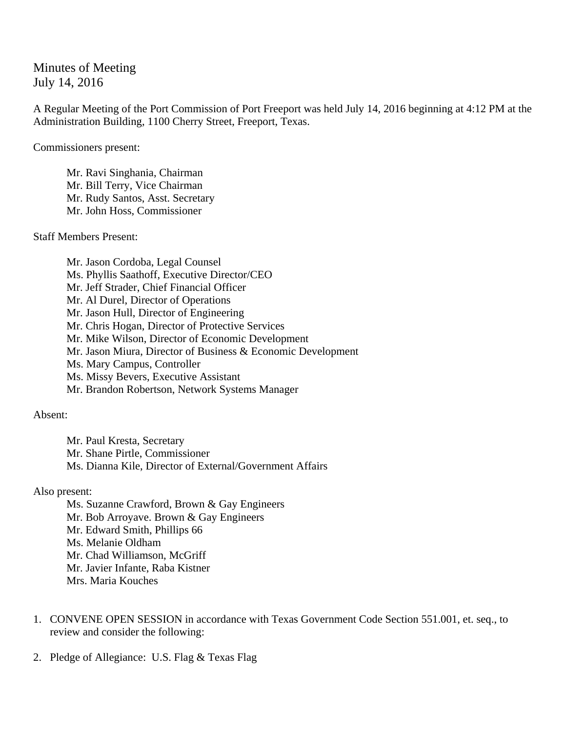# Minutes of Meeting
July 14, 2016

A Regular Meeting of the Port Commission of Port Freeport was held July 14, 2016 beginning at 4:12 PM at the Administration Building, 1100 Cherry Street, Freeport, Texas.

Commissioners present:

Mr. Ravi Singhania, Chairman
Mr. Bill Terry, Vice Chairman
Mr. Rudy Santos, Asst. Secretary
Mr. John Hoss, Commissioner

Staff Members Present:

Mr. Jason Cordoba, Legal Counsel
Ms. Phyllis Saathoff, Executive Director/CEO
Mr. Jeff Strader, Chief Financial Officer
Mr. Al Durel, Director of Operations
Mr. Jason Hull, Director of Engineering
Mr. Chris Hogan, Director of Protective Services
Mr. Mike Wilson, Director of Economic Development
Mr. Jason Miura, Director of Business & Economic Development
Ms. Mary Campus, Controller
Ms. Missy Bevers, Executive Assistant
Mr. Brandon Robertson, Network Systems Manager

Absent:

Mr. Paul Kresta, Secretary
Mr. Shane Pirtle, Commissioner
Ms. Dianna Kile, Director of External/Government Affairs

Also present:

Ms. Suzanne Crawford, Brown & Gay Engineers
Mr. Bob Arroyave. Brown & Gay Engineers
Mr. Edward Smith, Phillips 66
Ms. Melanie Oldham
Mr. Chad Williamson, McGriff
Mr. Javier Infante, Raba Kistner
Mrs. Maria Kouches

1. CONVENE OPEN SESSION in accordance with Texas Government Code Section 551.001, et. seq., to review and consider the following:

2. Pledge of Allegiance: U.S. Flag & Texas Flag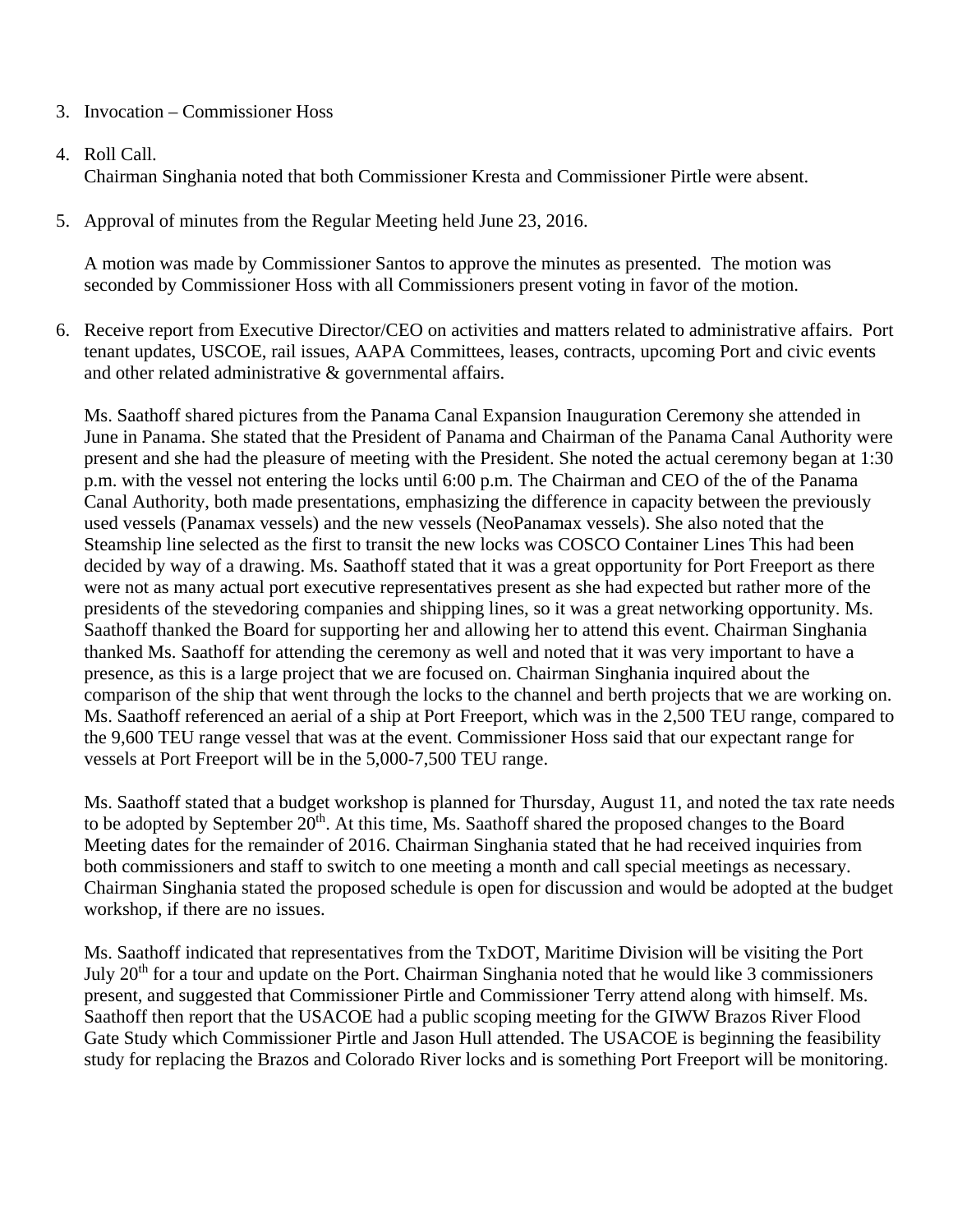3. Invocation – Commissioner Hoss

4. Roll Call.
   Chairman Singhania noted that both Commissioner Kresta and Commissioner Pirtle were absent.

5. Approval of minutes from the Regular Meeting held June 23, 2016.

   A motion was made by Commissioner Santos to approve the minutes as presented. The motion was seconded by Commissioner Hoss with all Commissioners present voting in favor of the motion.

6. Receive report from Executive Director/CEO on activities and matters related to administrative affairs. Port tenant updates, USCOE, rail issues, AAPA Committees, leases, contracts, upcoming Port and civic events and other related administrative & governmental affairs.

   Ms. Saathoff shared pictures from the Panama Canal Expansion Inauguration Ceremony she attended in June in Panama. She stated that the President of Panama and Chairman of the Panama Canal Authority were present and she had the pleasure of meeting with the President. She noted the actual ceremony began at 1:30 p.m. with the vessel not entering the locks until 6:00 p.m. The Chairman and CEO of the of the Panama Canal Authority, both made presentations, emphasizing the difference in capacity between the previously used vessels (Panamax vessels) and the new vessels (NeoPanamax vessels). She also noted that the Steamship line selected as the first to transit the new locks was COSCO Container Lines This had been decided by way of a drawing. Ms. Saathoff stated that it was a great opportunity for Port Freeport as there were not as many actual port executive representatives present as she had expected but rather more of the presidents of the stevedoring companies and shipping lines, so it was a great networking opportunity. Ms. Saathoff thanked the Board for supporting her and allowing her to attend this event. Chairman Singhania thanked Ms. Saathoff for attending the ceremony as well and noted that it was very important to have a presence, as this is a large project that we are focused on. Chairman Singhania inquired about the comparison of the ship that went through the locks to the channel and berth projects that we are working on. Ms. Saathoff referenced an aerial of a ship at Port Freeport, which was in the 2,500 TEU range, compared to the 9,600 TEU range vessel that was at the event. Commissioner Hoss said that our expectant range for vessels at Port Freeport will be in the 5,000-7,500 TEU range.

   Ms. Saathoff stated that a budget workshop is planned for Thursday, August 11, and noted the tax rate needs to be adopted by September 20th. At this time, Ms. Saathoff shared the proposed changes to the Board Meeting dates for the remainder of 2016. Chairman Singhania stated that he had received inquiries from both commissioners and staff to switch to one meeting a month and call special meetings as necessary. Chairman Singhania stated the proposed schedule is open for discussion and would be adopted at the budget workshop, if there are no issues.

   Ms. Saathoff indicated that representatives from the TxDOT, Maritime Division will be visiting the Port July 20th for a tour and update on the Port. Chairman Singhania noted that he would like 3 commissioners present, and suggested that Commissioner Pirtle and Commissioner Terry attend along with himself. Ms. Saathoff then report that the USACOE had a public scoping meeting for the GIWW Brazos River Flood Gate Study which Commissioner Pirtle and Jason Hull attended. The USACOE is beginning the feasibility study for replacing the Brazos and Colorado River locks and is something Port Freeport will be monitoring.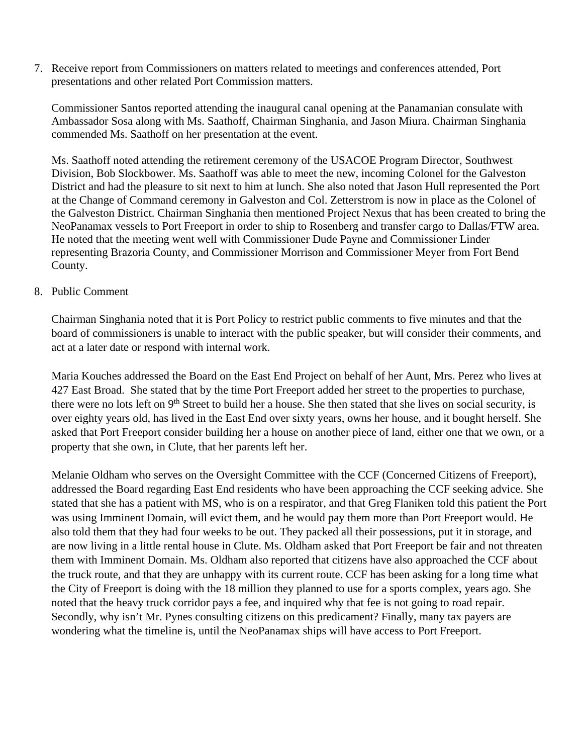7. Receive report from Commissioners on matters related to meetings and conferences attended, Port presentations and other related Port Commission matters.

   Commissioner Santos reported attending the inaugural canal opening at the Panamanian consulate with Ambassador Sosa along with Ms. Saathoff, Chairman Singhania, and Jason Miura. Chairman Singhania commended Ms. Saathoff on her presentation at the event.

   Ms. Saathoff noted attending the retirement ceremony of the USACOE Program Director, Southwest Division, Bob Slockbower. Ms. Saathoff was able to meet the new, incoming Colonel for the Galveston District and had the pleasure to sit next to him at lunch. She also noted that Jason Hull represented the Port at the Change of Command ceremony in Galveston and Col. Zetterstrom is now in place as the Colonel of the Galveston District. Chairman Singhania then mentioned Project Nexus that has been created to bring the NeoPanamax vessels to Port Freeport in order to ship to Rosenberg and transfer cargo to Dallas/FTW area. He noted that the meeting went well with Commissioner Dude Payne and Commissioner Linder representing Brazoria County, and Commissioner Morrison and Commissioner Meyer from Fort Bend County.

8. Public Comment

   Chairman Singhania noted that it is Port Policy to restrict public comments to five minutes and that the board of commissioners is unable to interact with the public speaker, but will consider their comments, and act at a later date or respond with internal work.

   Maria Kouches addressed the Board on the East End Project on behalf of her Aunt, Mrs. Perez who lives at 427 East Broad. She stated that by the time Port Freeport added her street to the properties to purchase, there were no lots left on 9th Street to build her a house. She then stated that she lives on social security, is over eighty years old, has lived in the East End over sixty years, owns her house, and it bought herself. She asked that Port Freeport consider building her a house on another piece of land, either one that we own, or a property that she own, in Clute, that her parents left her.

   Melanie Oldham who serves on the Oversight Committee with the CCF (Concerned Citizens of Freeport), addressed the Board regarding East End residents who have been approaching the CCF seeking advice. She stated that she has a patient with MS, who is on a respirator, and that Greg Flaniken told this patient the Port was using Imminent Domain, will evict them, and he would pay them more than Port Freeport would. He also told them that they had four weeks to be out. They packed all their possessions, put it in storage, and are now living in a little rental house in Clute. Ms. Oldham asked that Port Freeport be fair and not threaten them with Imminent Domain. Ms. Oldham also reported that citizens have also approached the CCF about the truck route, and that they are unhappy with its current route. CCF has been asking for a long time what the City of Freeport is doing with the 18 million they planned to use for a sports complex, years ago. She noted that the heavy truck corridor pays a fee, and inquired why that fee is not going to road repair. Secondly, why isn't Mr. Pynes consulting citizens on this predicament? Finally, many tax payers are wondering what the timeline is, until the NeoPanamax ships will have access to Port Freeport.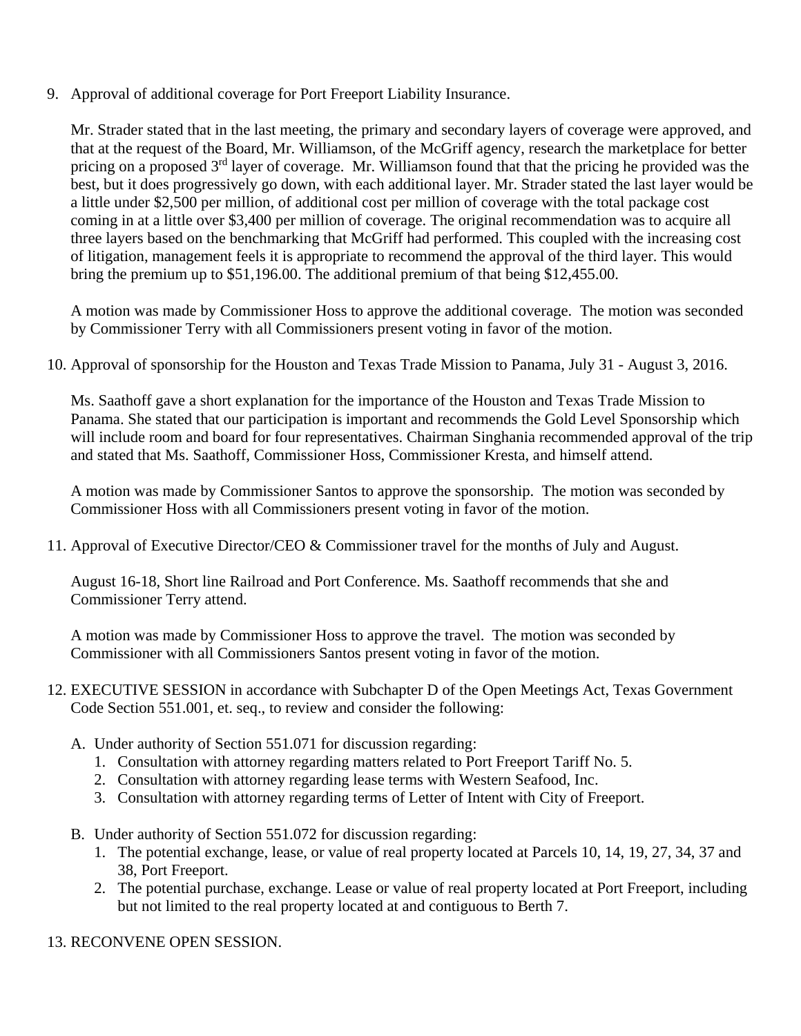9. Approval of additional coverage for Port Freeport Liability Insurance.

   Mr. Strader stated that in the last meeting, the primary and secondary layers of coverage were approved, and that at the request of the Board, Mr. Williamson, of the McGriff agency, research the marketplace for better pricing on a proposed 3rd layer of coverage. Mr. Williamson found that that the pricing he provided was the best, but it does progressively go down, with each additional layer. Mr. Strader stated the last layer would be a little under $2,500 per million, of additional cost per million of coverage with the total package cost coming in at a little over $3,400 per million of coverage. The original recommendation was to acquire all three layers based on the benchmarking that McGriff had performed. This coupled with the increasing cost of litigation, management feels it is appropriate to recommend the approval of the third layer. This would bring the premium up to $51,196.00. The additional premium of that being $12,455.00.

   A motion was made by Commissioner Hoss to approve the additional coverage. The motion was seconded by Commissioner Terry with all Commissioners present voting in favor of the motion.

10. Approval of sponsorship for the Houston and Texas Trade Mission to Panama, July 31 - August 3, 2016.

    Ms. Saathoff gave a short explanation for the importance of the Houston and Texas Trade Mission to Panama. She stated that our participation is important and recommends the Gold Level Sponsorship which will include room and board for four representatives. Chairman Singhania recommended approval of the trip and stated that Ms. Saathoff, Commissioner Hoss, Commissioner Kresta, and himself attend.

    A motion was made by Commissioner Santos to approve the sponsorship. The motion was seconded by Commissioner Hoss with all Commissioners present voting in favor of the motion.

11. Approval of Executive Director/CEO & Commissioner travel for the months of July and August.

    August 16-18, Short line Railroad and Port Conference. Ms. Saathoff recommends that she and Commissioner Terry attend.

    A motion was made by Commissioner Hoss to approve the travel. The motion was seconded by Commissioner with all Commissioners Santos present voting in favor of the motion.

12. EXECUTIVE SESSION in accordance with Subchapter D of the Open Meetings Act, Texas Government Code Section 551.001, et. seq., to review and consider the following:

    A. Under authority of Section 551.071 for discussion regarding:
       1. Consultation with attorney regarding matters related to Port Freeport Tariff No. 5.
       2. Consultation with attorney regarding lease terms with Western Seafood, Inc.
       3. Consultation with attorney regarding terms of Letter of Intent with City of Freeport.

    B. Under authority of Section 551.072 for discussion regarding:
       1. The potential exchange, lease, or value of real property located at Parcels 10, 14, 19, 27, 34, 37 and 38, Port Freeport.
       2. The potential purchase, exchange. Lease or value of real property located at Port Freeport, including but not limited to the real property located at and contiguous to Berth 7.

13. RECONVENE OPEN SESSION.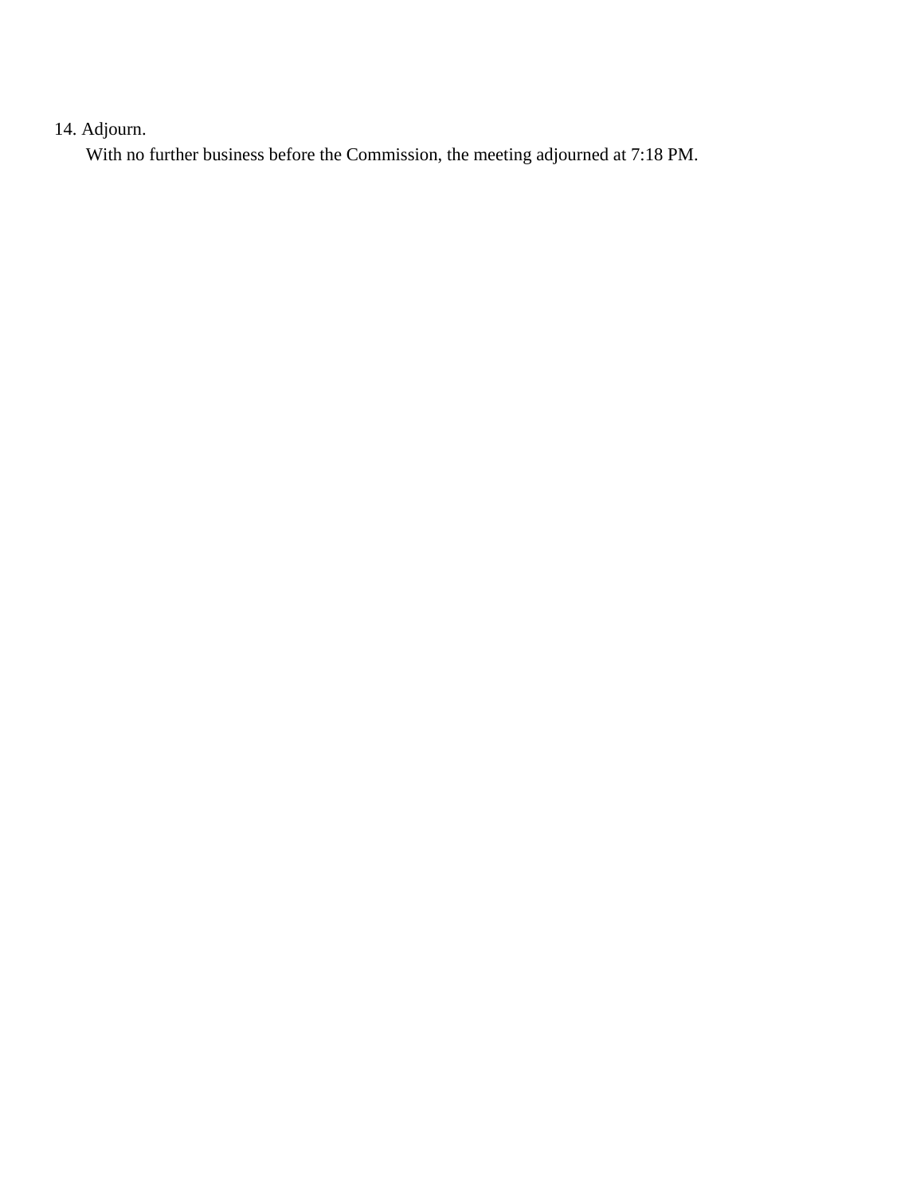14. Adjourn.

With no further business before the Commission, the meeting adjourned at 7:18 PM.